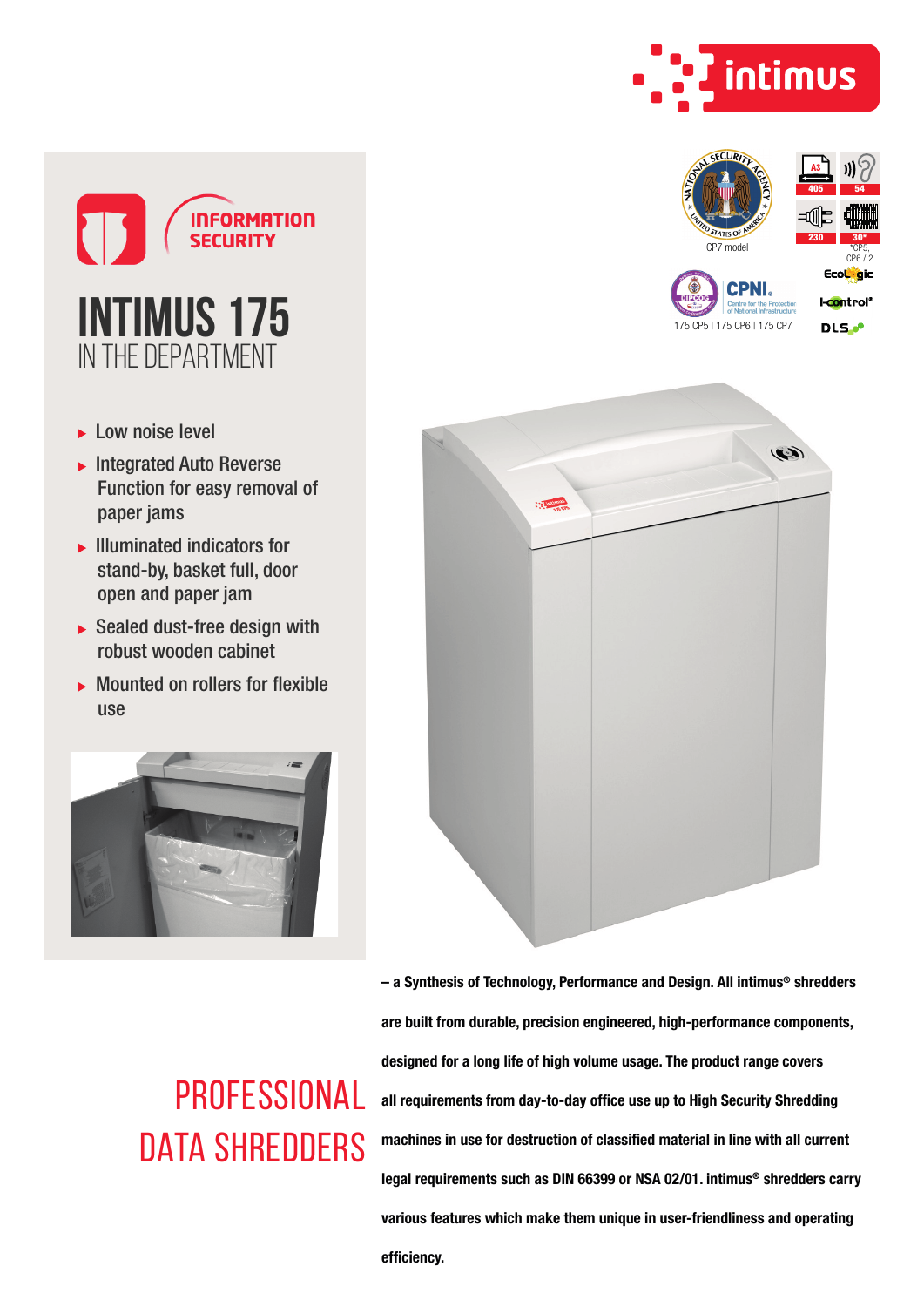intimus

INFORMATION SECURITY

# INTIMUS 175
## IN THE DEPARTMENT

- Low noise level
- Integrated Auto Reverse Function for easy removal of paper jams
- Illuminated indicators for stand-by, basket full, door open and paper jam
- Sealed dust-free design with robust wooden cabinet
- Mounted on rollers for flexible use

CP7 model

A3 405 | 54 | 230 | 30*

*CP5, CP6 / 2

EcoLogic

I-control

DLS

CPNI. Centre for the Protection of National Infrastructure

175 CP5 | 175 CP6 | 175 CP7

## PROFESSIONAL DATA SHREDDERS

**– a Synthesis of Technology, Performance and Design. All intimus® shredders are built from durable, precision engineered, high-performance components, designed for a long life of high volume usage. The product range covers all requirements from day-to-day office use up to High Security Shredding machines in use for destruction of classified material in line with all current legal requirements such as DIN 66399 or NSA 02/01. intimus® shredders carry various features which make them unique in user-friendliness and operating efficiency.**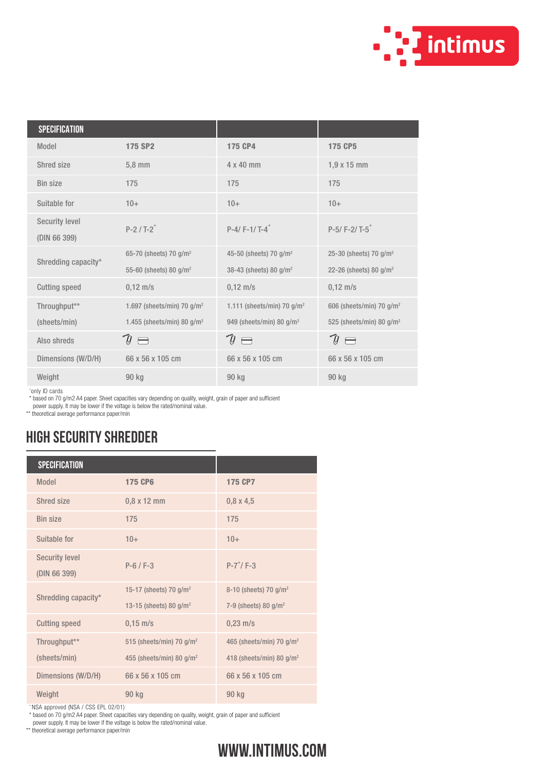| SPECIFICATION | | | |
|---|---|---|---|
| Model | **175 SP2** | **175 CP4** | **175 CP5** |
| Shred size | 5,8 mm | 4 x 40 mm | 1,9 x 15 mm |
| Bin size | 175 | 175 | 175 |
| Suitable for | 10+ | 10+ | 10+ |
| Security level (DIN 66 399) | P-2 / T-2⁺ | P-4/ F-1/ T-4⁺ | P-5/ F-2/ T-5⁺ |
| Shredding capacity* | 65-70 (sheets) 70 g/m² 55-60 (sheets) 80 g/m² | 45-50 (sheets) 70 g/m² 38-43 (sheets) 80 g/m² | 25-30 (sheets) 70 g/m² 22-26 (sheets) 80 g/m² |
| Cutting speed | 0,12 m/s | 0,12 m/s | 0,12 m/s |
| Throughput** (sheets/min) | 1.697 (sheets/min) 70 g/m² 1.455 (sheets/min) 80 g/m² | 1.111 (sheets/min) 70 g/m² 949 (sheets/min) 80 g/m² | 606 (sheets/min) 70 g/m² 525 (sheets/min) 80 g/m² |
| Also shreds | | | |
| Dimensions (W/D/H) | 66 x 56 x 105 cm | 66 x 56 x 105 cm | 66 x 56 x 105 cm |
| Weight | 90 kg | 90 kg | 90 kg |

⁺only ID cards
\* based on 70 g/m2 A4 paper. Sheet capacities vary depending on quality, weight, grain of paper and sufficient power supply. It may be lower if the voltage is below the rated/nominal value.
\*\* theoretical average performance paper/min

## HIGH SECURITY SHREDDER

| SPECIFICATION | | |
|---|---|---|
| Model | **175 CP6** | **175 CP7** |
| Shred size | 0,8 x 12 mm | 0,8 x 4,5 |
| Bin size | 175 | 175 |
| Suitable for | 10+ | 10+ |
| Security level (DIN 66 399) | P-6 / F-3 | P-7⁺/ F-3 |
| Shredding capacity* | 15-17 (sheets) 70 g/m² 13-15 (sheets) 80 g/m² | 8-10 (sheets) 70 g/m² 7-9 (sheets) 80 g/m² |
| Cutting speed | 0,15 m/s | 0,23 m/s |
| Throughput** (sheets/min) | 515 (sheets/min) 70 g/m² 455 (sheets/min) 80 g/m² | 465 (sheets/min) 70 g/m² 418 (sheets/min) 80 g/m² |
| Dimensions (W/D/H) | 66 x 56 x 105 cm | 66 x 56 x 105 cm |
| Weight | 90 kg | 90 kg |

⁺NSA approved (NSA / CSS EPL 02/01)
\* based on 70 g/m2 A4 paper. Sheet capacities vary depending on quality, weight, grain of paper and sufficient power supply. It may be lower if the voltage is below the rated/nominal value.
\*\* theoretical average performance paper/min

**WWW.INTIMUS.COM**